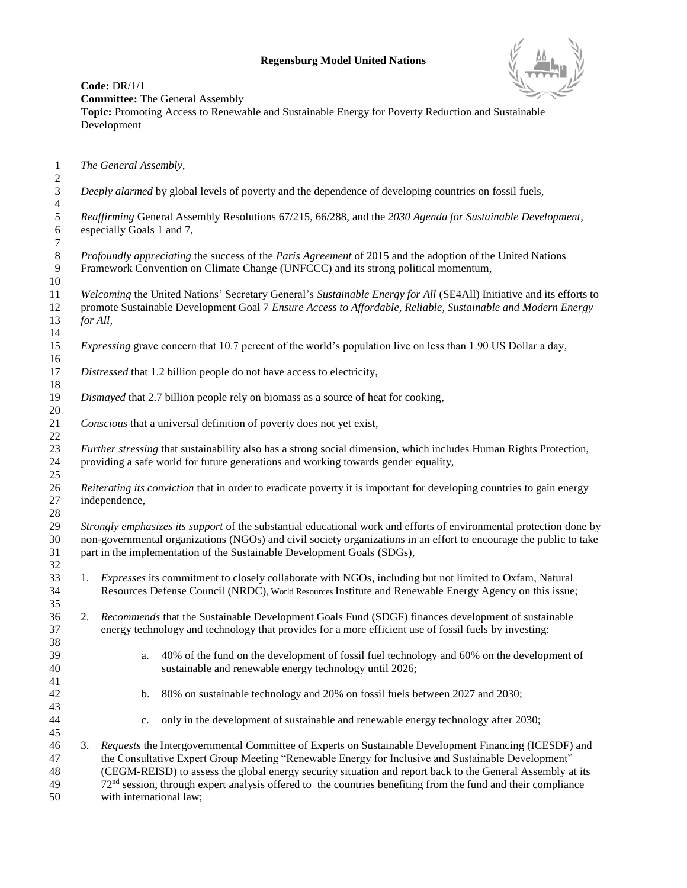**Regensburg Model United Nations**

**Code:** DR/1/1
**Committee:** The General Assembly
**Topic:** Promoting Access to Renewable and Sustainable Energy for Poverty Reduction and Sustainable Development

---

*The General Assembly*,

*Deeply alarmed* by global levels of poverty and the dependence of developing countries on fossil fuels,

*Reaffirming* General Assembly Resolutions 67/215, 66/288, and the *2030 Agenda for Sustainable Development*, especially Goals 1 and 7,

*Profoundly appreciating* the success of the *Paris Agreement* of 2015 and the adoption of the United Nations Framework Convention on Climate Change (UNFCCC) and its strong political momentum,

*Welcoming* the United Nations' Secretary General's *Sustainable Energy for All* (SE4All) Initiative and its efforts to promote Sustainable Development Goal 7 *Ensure Access to Affordable, Reliable, Sustainable and Modern Energy for All*,

*Expressing* grave concern that 10.7 percent of the world's population live on less than 1.90 US Dollar a day,

*Distressed* that 1.2 billion people do not have access to electricity,

*Dismayed* that 2.7 billion people rely on biomass as a source of heat for cooking,

*Conscious* that a universal definition of poverty does not yet exist,

*Further stressing* that sustainability also has a strong social dimension, which includes Human Rights Protection, providing a safe world for future generations and working towards gender equality,

*Reiterating its conviction* that in order to eradicate poverty it is important for developing countries to gain energy independence,

*Strongly emphasizes its support* of the substantial educational work and efforts of environmental protection done by non-governmental organizations (NGOs) and civil society organizations in an effort to encourage the public to take part in the implementation of the Sustainable Development Goals (SDGs),

1. *Expresses* its commitment to closely collaborate with NGOs, including but not limited to Oxfam, Natural Resources Defense Council (NRDC), World Resources Institute and Renewable Energy Agency on this issue;

2. *Recommends* that the Sustainable Development Goals Fund (SDGF) finances development of sustainable energy technology and technology that provides for a more efficient use of fossil fuels by investing:

    a. 40% of the fund on the development of fossil fuel technology and 60% on the development of sustainable and renewable energy technology until 2026;

    b. 80% on sustainable technology and 20% on fossil fuels between 2027 and 2030;

    c. only in the development of sustainable and renewable energy technology after 2030;

3. *Requests* the Intergovernmental Committee of Experts on Sustainable Development Financing (ICESDF) and the Consultative Expert Group Meeting "Renewable Energy for Inclusive and Sustainable Development" (CEGM-REISD) to assess the global energy security situation and report back to the General Assembly at its 72nd session, through expert analysis offered to the countries benefiting from the fund and their compliance with international law;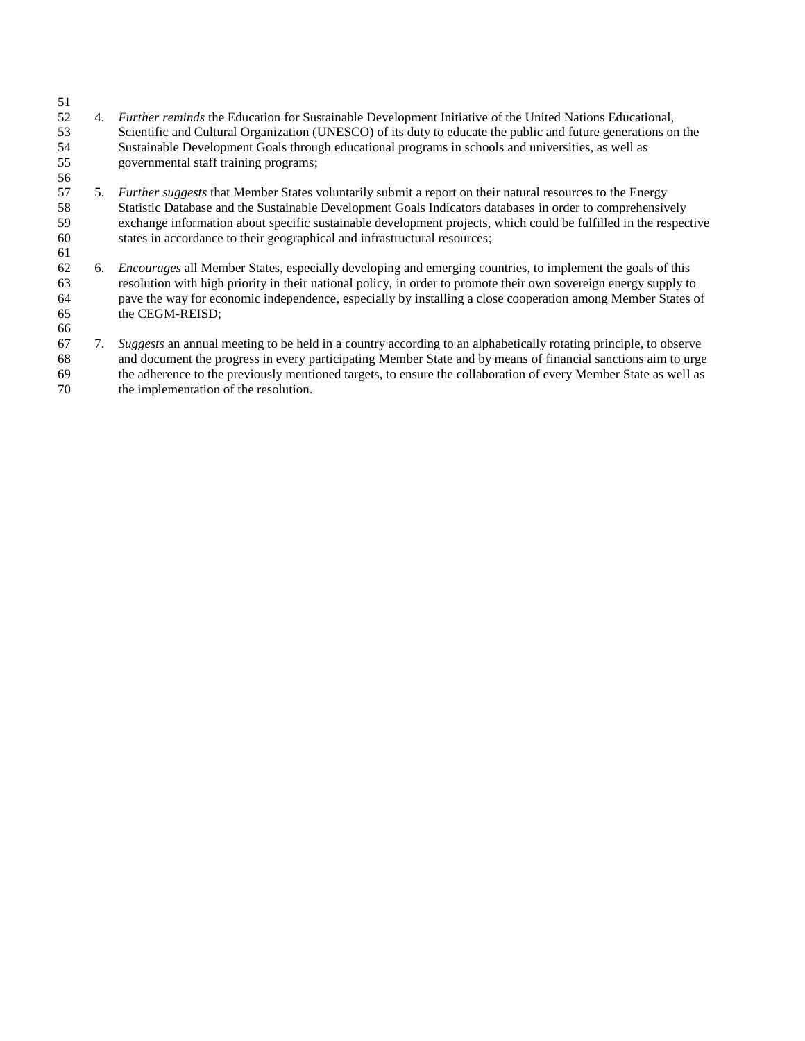4. *Further reminds* the Education for Sustainable Development Initiative of the United Nations Educational, Scientific and Cultural Organization (UNESCO) of its duty to educate the public and future generations on the Sustainable Development Goals through educational programs in schools and universities, as well as governmental staff training programs;

5. *Further suggests* that Member States voluntarily submit a report on their natural resources to the Energy Statistic Database and the Sustainable Development Goals Indicators databases in order to comprehensively exchange information about specific sustainable development projects, which could be fulfilled in the respective states in accordance to their geographical and infrastructural resources;

6. *Encourages* all Member States, especially developing and emerging countries, to implement the goals of this resolution with high priority in their national policy, in order to promote their own sovereign energy supply to pave the way for economic independence, especially by installing a close cooperation among Member States of the CEGM-REISD;

7. *Suggests* an annual meeting to be held in a country according to an alphabetically rotating principle, to observe and document the progress in every participating Member State and by means of financial sanctions aim to urge the adherence to the previously mentioned targets, to ensure the collaboration of every Member State as well as the implementation of the resolution.